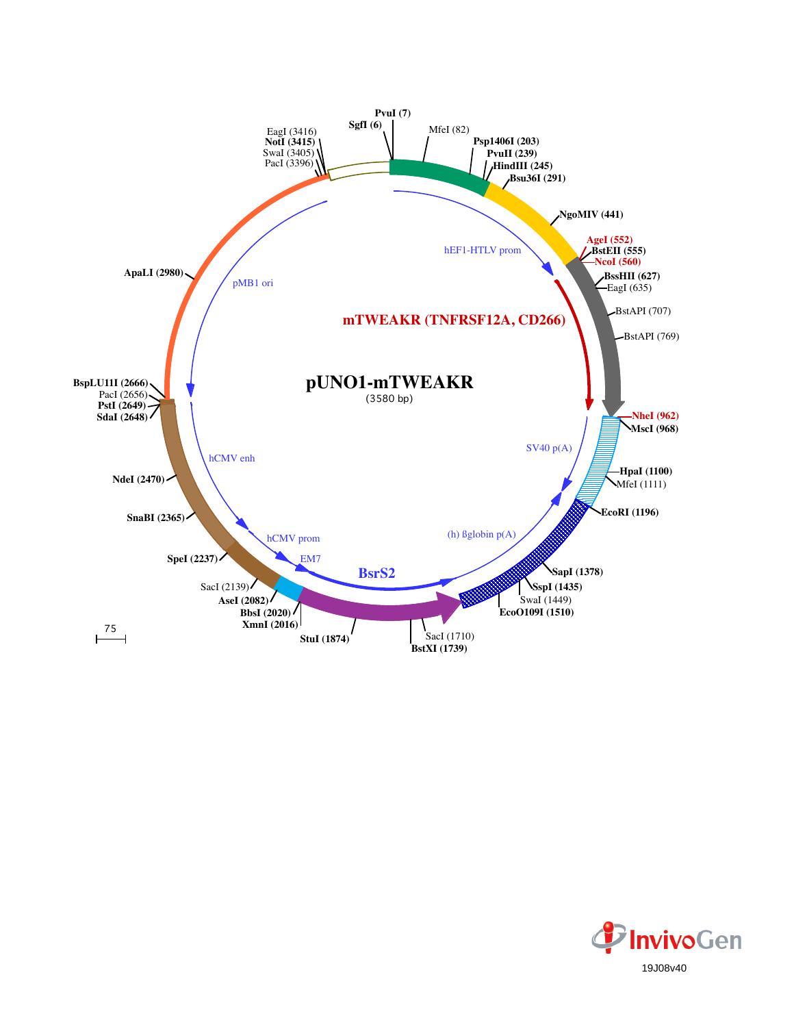# pUNO1-mTWEAKR

(3580 bp)

PvuI (7)
SgfI (6)
MfeI (82)
Psp1406I (203)
PvuII (239)
HindIII (245)
Bsu36I (291)
NgoMIV (441)
AgeI (552)
BstEII (555)
NcoI (560)
BssHII (627)
EagI (635)
BstAPI (707)
BstAPI (769)
NheI (962)
MscI (968)
HpaI (1100)
MfeI (1111)
EcoRI (1196)
SapI (1378)
SspI (1435)
SwaI (1449)
EcoO109I (1510)
SacI (1710)
BstXI (1739)
StuI (1874)
XmnI (2016)
BbsI (2020)
AseI (2082)
SacI (2139)
SpeI (2237)
SnaBI (2365)
NdeI (2470)
SdaI (2648)
PstI (2649)
PacI (2656)
BspLU11I (2666)
ApaLI (2980)
PacI (3396)
SwaI (3405)
NotI (3415)
EagI (3416)

hEF1-HTLV prom
mTWEAKR (TNFRSF12A, CD266)
SV40 p(A)
(h) ßglobin p(A)
BsrS2
EM7
hCMV prom
hCMV enh
pMB1 ori

75

InvivoGen
19J08v40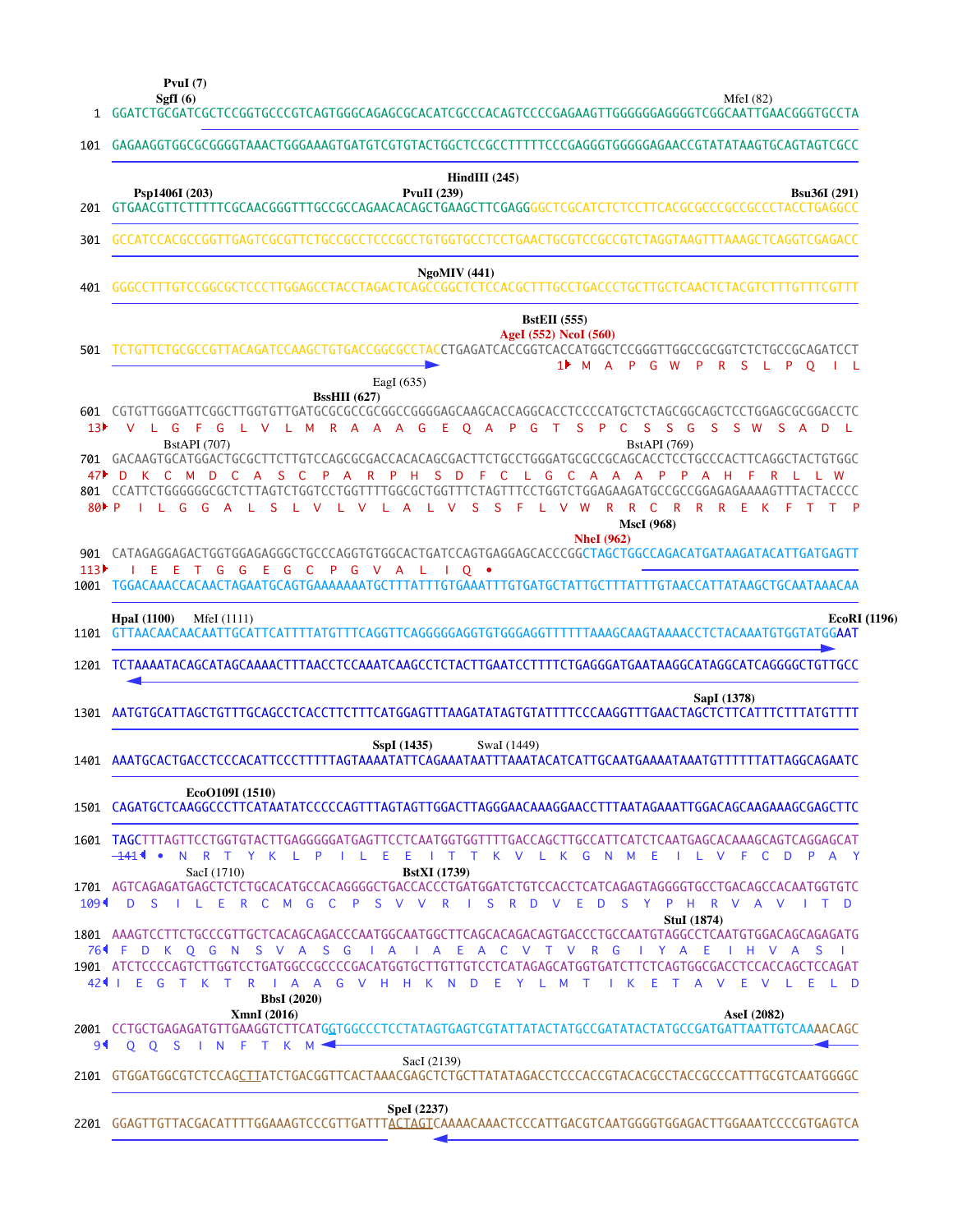```
                PvuI (7)
                SgfI (6)                                                                                    MfeI (82)
   1  GGATCTGCGATCGCTCCGGTGCCCGTCAGTGGGCAGAGCGCACATCGCCCACAGTCCCCGAGAAGTTGGGGGGAGGGGTCGGCAATTGAACGGGTGCCTA

 101  GAGAAGGTGGCGCGGGGTAAACTGGGAAAGTGATGTCGTGTACTGGCTCCGCCTTTTTCCCGAGGGTGGGGGAGAACCGTATATAAGTGCAGTAGTCGCC

                                                                        HindIII (245)
      Psp1406I (203)                          PvuII (239)                                            Bsu36I (291)
 201  GTGAACGTTCTTTTTCGCAACGGGTTTGCCGCCAGAACACAGCTGAAGCTTCGAGGGGCTCGCATCTCTCCTTCACGCGCCCGCCGCCCTACCTGAGGCC

 301  GCCATCCACGCCGGTTGAGTCGCGTTCTGCCGCCTCCCGCCTGTGGTGCCTCCTGAACTGCGTCCGCCGTCTAGGTAAGTTTAAAGCTCAGGTCGAGACC

                                                      NgoMIV (441)
 401  GGGCCTTTGTCCGGCGCTCCCTTGGAGCCTACCTAGACTCAGCCGGCTCTCCACGCTTTGCCTGACCCTGCTTGCTCAACTCTACGTCTTTGTTTCGTTT

                                                                  BstEII (555)
                                                              AgeI (552) NcoI (560)
 501  TCTGTTCTGCGCCGTTACAGATCCAAGCTGTGACCGGCGCCTACCTGAGATCACCGGTCACCATGGCTCCGGGTTGGCCGCGGTCTCTGCCGCAGATCCT
                                                                    1▸ M  A  P  G  W  P  R  S  L  P  Q  I  L
                                                       EagI (635)
                                            BssHII (627)
 601  CGTGTTGGGATTCGGCTTGGTGTTGATGCGCGCCGCGGCCGGGGAGCAAGCACCAGGCACCTCCCCATGCTCTAGCGGCAGCTCCTGGAGCGCGGACCTC
  13▸  V  L  G  F  G  L  V  L  M  R  A  A  A  G  E  Q  A  P  G  T  S  P  C  S  S  G  S  S  W  S  A  D  L
              BstAPI (707)                                                      BstAPI (769)
 701  GACAAGTGCATGGACTGCGCTTCTTGTCCAGCGCGACCACACAGCGACTTCTGCCTGGGATGCGCCGCAGCACCTCCTGCCCACTTCAGGCTACTGTGGC
  47▸ D  K  C  M  D  C  A  S  C  P  A  R  P  H  S  D  F  C  L  G  C  A  A  A  P  P  A  H  F  R  L  L  W
 801  CCATTCTGGGGGGCGCTCTTAGTCTGGTCCTGGTTTTGGCGCTGGTTTCTAGTTTCCTGGTCTGGAGAAGATGCCGCCGGAGAGAAAAGTTTACTACCCC
  80▸P  I  L  G  G  A  L  S  L  V  L  V  L  A  L  V  S  S  F  L  V  W  R  R  C  R  R  R  E  K  F  T  T  P
                                                                                        MscI (968)
                                                                                  NheI (962)
 901  CATAGAGGAGACTGGTGGAGAGGGCTGCCCAGGTGTGGCACTGATCCAGTGAGGAGCACCCGGCTAGCTGGCCAGACATGATAAGATACATTGATGAGTT
 113▸  I  E  E  T  G  G  E  G  C  P  G  V  A  L  I  Q  •
1001  TGGACAAACCACAACTAGAATGCAGTGAAAAAAATGCTTTATTTGTGAAATTTGTGATGCTATTGCTTTATTTGTAACCATTATAAGCTGCAATAAACAA

      HpaI (1100)    MfeI (1111)                                                                       EcoRI (1196)
1101  GTTAACAACAACAATTGCATTCATTTTATGTTTCAGGTTCAGGGGGAGGTGTGGGAGGTTTTTTAAAGCAAGTAAAACCTCTACAAATGTGGTATGGAAT

1201  TCTAAAATACAGCATAGCAAAACTTTAACCTCCAAATCAAGCCTCTACTTGAATCCTTTTCTGAGGGATGAATAAGGCATAGGCATCAGGGGCTGTTGCC

                                                                                        SapI (1378)
1301  AATGTGCATTAGCTGTTTGCAGCCTCACCTTCTTTCATGGAGTTTAAGATATAGTGTATTTTCCCAAGGTTTGAACTAGCTCTTCATTTCTTTATGTTTT

                                          SspI (1435)          SwaI (1449)
1401  AAATGCACTGACCTCCCACATTCCCTTTTTAGTAAAATATTCAGAAATAATTTAAATACATCATTGCAATGAAAATAAATGTTTTTTATTAGGCAGAATC

              EcoO109I (1510)
1501  CAGATGCTCAAGGCCCTTCATAATATCCCCCAGTTTAGTAGTTGGACTTAGGGAACAAAGGAACCTTTAATAGAAATTGGACAGCAAGAAAGCGAGCTTC

1601  TAGCTTTAGTTCCTGGTGTACTTGAGGGGGATGAGTTCCTCAATGGTGGTTTTGACCAGCTTGCCATTCATCTCAATGAGCACAAAGCAGTCAGGAGCAT
   141◂ •  N  R  T  Y  K  L  P  I  L  E  E  I  T  T  K  V  L  K  G  N  M  E  I  L  V  F  C  D  P  A  Y
              SacI (1710)                           BstXI (1739)
1701  AGTCAGAGATGAGCTCTCTGCACATGCCACAGGGGCTGACCACCCTGATGGATCTGTCCACCTCATCAGAGTAGGGGTGCCTGACAGCCACAATGGTGTC
  109◂  D  S  I  L  E  R  C  M  G  C  P  S  V  V  R  I  S  R  D  V  E  D  S  Y  P  H  R  V  A  V  I  T  D
                                                                                        StuI (1874)
1801  AAAGTCCTTCTGCCCGTTGCTCACAGCAGACCCAATGGCAATGGCTTCAGCACAGACAGTGACCCTGCCAATGTAGGCCTCAATGTGGACAGCAGAGATG
   76◂  F  D  K  Q  G  N  S  V  A  S  G  I  A  I  A  E  A  C  V  T  V  R  G  I  Y  A  E  I  H  V  A  S  I
1901  ATCTCCCCAGTCTTGGTCCTGATGGCCGCCCCGACATGGTGCTTGTTGTCCTCATAGAGCATGGTGATCTTCTCAGTGGCGACCTCCACCAGCTCCAGAT
   42◂ I  E  G  T  K  T  R  I  A  A  G  V  H  H  K  N  D  E  Y  L  M  T  I  K  E  T  A  V  E  V  L  E  L  D
                          BbsI (2020)
                  XmnI (2016)                                                                AseI (2082)
2001  CCTGCTGAGAGATGTTGAAGGTCTTCATGGTGGCCCTCCTATAGTGAGTCGTATTATACTATGCCGATATACTATGCCGATGATTAATTGTCAAAACAGC
    9◂  Q  Q  S  I  N  F  T  K  M
                                                  SacI (2139)
2101  GTGGATGGCGTCTCCAGCTTATCTGACGGTTCACTAAACGAGCTCTGCTTATATAGACCTCCCACCGTACACGCCTACCGCCCATTTGCGTCAATGGGGC

                                              SpeI (2237)
2201  GGAGTTGTTACGACATTTTGGAAAGTCCCGTTGATTTACTAGTCAAAACAAACTCCCATTGACGTCAATGGGGTGGAGACTTGGAAATCCCCGTGAGTCA
```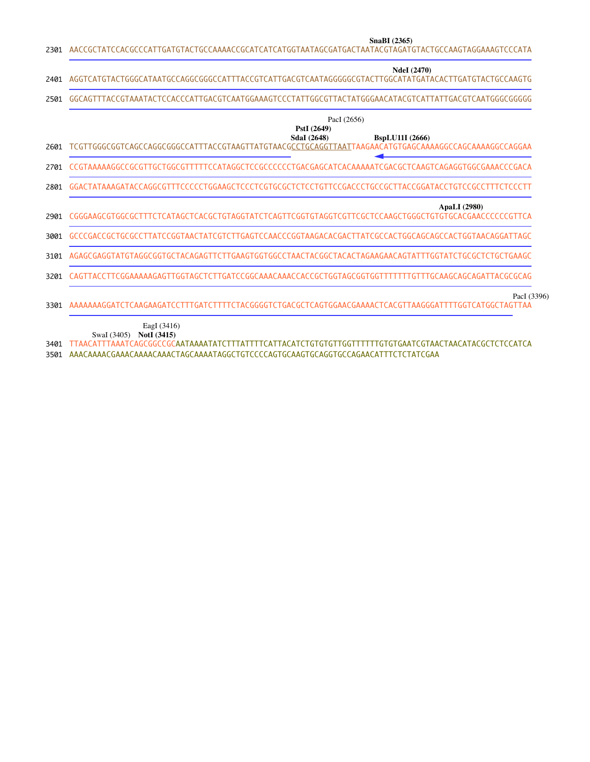SnaBI (2365)

2301 AACCGCTATCCACGCCCATTGATGTACTGCCAAAACCGCATCATCATGGTAATAGCGATGACTAATACGTAGATGTACTGCCAAGTAGGAAAGTCCCATA

NdeI (2470)

2401 AGGTCATGTACTGGGCATAATGCCAGGCGGGCCATTTACCGTCATTGACGTCAATAGGGGGCGTACTTGGCATATGATACACTTGATGTACTGCCAAGTG

2501 GGCAGTTTACCGTAAATACTCCACCCATTGACGTCAATGGAAAGTCCCTATTGGCGTTACTATGGGAACATACGTCATTATTGACGTCAATGGGCGGGGG

PacI (2656)
PstI (2649)
SdaI (2648)
BspLU11I (2666)

2601 TCGTTGGGCGGTCAGCCAGGCGGGCCATTTACCGTAAGTTATGTAACGCCTGCAGGTTAATTAAGAACATGTGAGCAAAAGGCCAGCAAAAGGCCAGGAA

2701 CCGTAAAAAGGCCGCGTTGCTGGCGTTTTTCCATAGGCTCCGCCCCCCTGACGAGCATCACAAAAATCGACGCTCAAGTCAGAGGTGGCGAAACCCGACA

2801 GGACTATAAAGATACCAGGCGTTTCCCCCTGGAAGCTCCCTCGTGCGCTCTCCTGTTCCGACCCTGCCGCTTACCGGATACCTGTCCGCCTTTCTCCCTT

ApaLI (2980)

2901 CGGGAAGCGTGGCGCTTTCTCATAGCTCACGCTGTAGGTATCTCAGTTCGGTGTAGGTCGTTCGCTCCAAGCTGGGCTGTGTGCACGAACCCCCCGTTCA

3001 GCCCGACCGCTGCGCCTTATCCGGTAACTATCGTCTTGAGTCCAACCCGGTAAGACACGACTTATCGCCACTGGCAGCAGCCACTGGTAACAGGATTAGC

3101 AGAGCGAGGTATGTAGGCGGTGCTACAGAGTTCTTGAAGTGGTGGCCTAACTACGGCTACACTAGAAGAACAGTATTTGGTATCTGCGCTCTGCTGAAGC

3201 CAGTTACCTTCGGAAAAAGAGTTGGTAGCTCTTGATCCGGCAAACAAACCACCGCTGGTAGCGGTGGTTTTTTTGTTTGCAAGCAGCAGATTACGCGCAG

PacI (3396)

3301 AAAAAAAGGATCTCAAGAAGATCCTTTGATCTTTTCTACGGGGTCTGACGCTCAGTGGAACGAAAACTCACGTTAAGGGATTTTGGTCATGGCTAGTTAA

EagI (3416)
SwaI (3405) NotI (3415)

3401 TTAACATTTAAATCAGCGGCCGCAATAAAATATCTTTATTTTCATTACATCTGTGTGTTGGTTTTTTGTGTGAATCGTAACTAACATACGCTCTCCATCA

3501 AAACAAAACGAAACAAAACAAACTAGCAAAATAGGCTGTCCCCAGTGCAAGTGCAGGTGCCAGAACATTTCTCTATCGAA